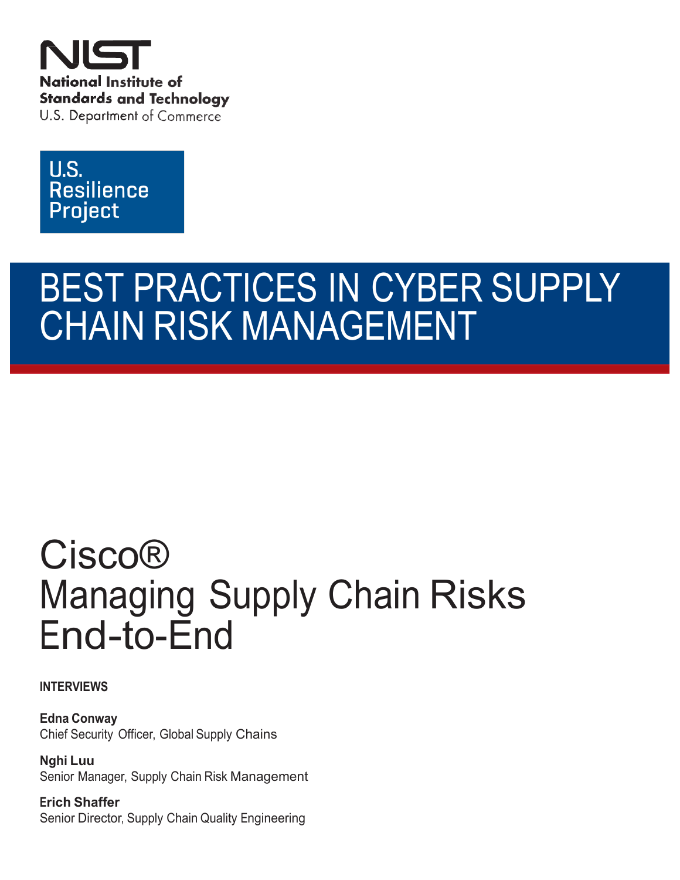NIST

National Institute of Standards and Technology
U.S. Department of Commerce

U.S. Resilience Project

# BEST PRACTICES IN CYBER SUPPLY CHAIN RISK MANAGEMENT

# Cisco® Managing Supply Chain Risks End-to-End

**INTERVIEWS**

**Edna Conway**
Chief Security Officer, Global Supply Chains

**Nghi Luu**
Senior Manager, Supply Chain Risk Management

**Erich Shaffer**
Senior Director, Supply Chain Quality Engineering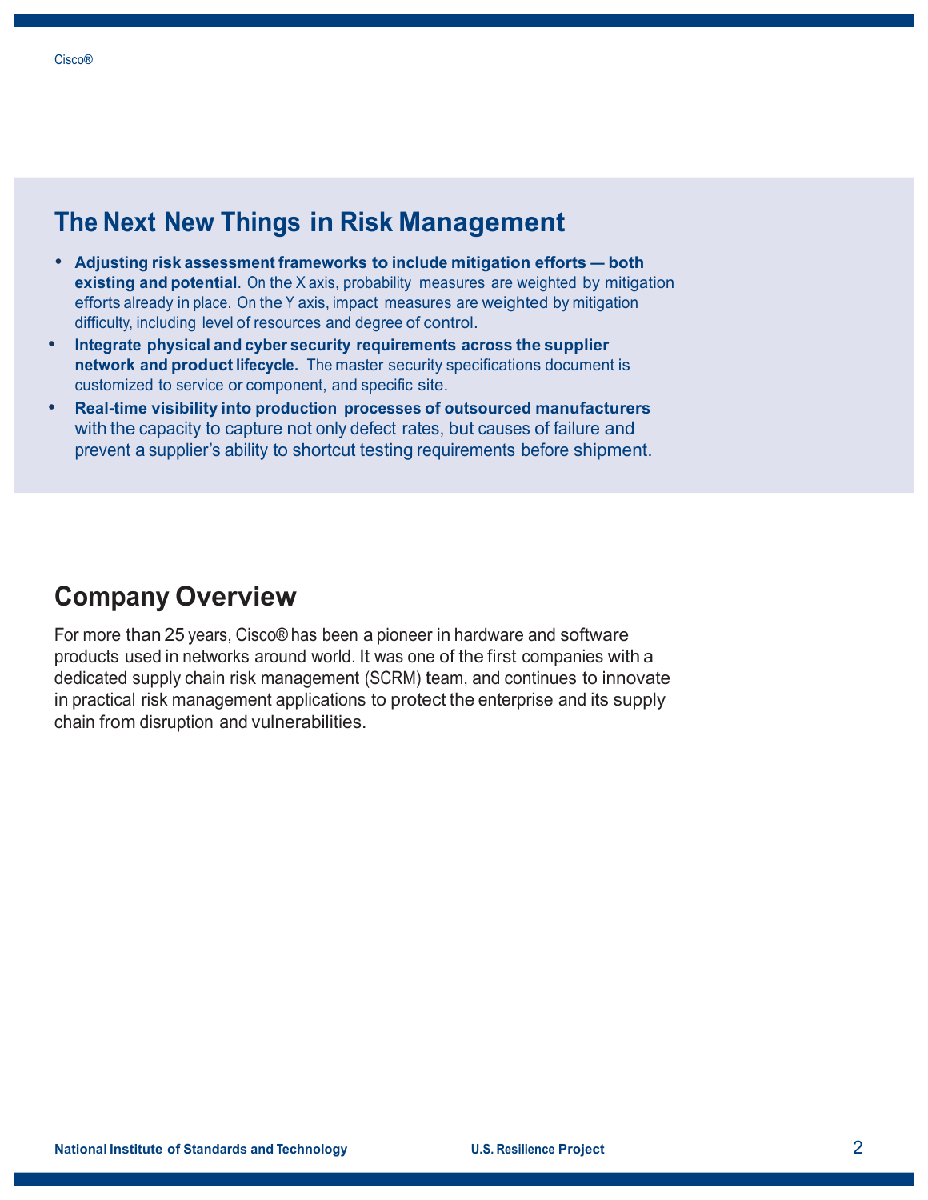## The Next New Things in Risk Management

- **Adjusting risk assessment frameworks to include mitigation efforts — both existing and potential**. On the X axis, probability measures are weighted by mitigation efforts already in place. On the Y axis, impact measures are weighted by mitigation difficulty, including level of resources and degree of control.
- **Integrate physical and cyber security requirements across the supplier network and product lifecycle.** The master security specifications document is customized to service or component, and specific site.
- **Real-time visibility into production processes of outsourced manufacturers** with the capacity to capture not only defect rates, but causes of failure and prevent a supplier's ability to shortcut testing requirements before shipment.

## Company Overview

For more than 25 years, Cisco® has been a pioneer in hardware and software products used in networks around world. It was one of the first companies with a dedicated supply chain risk management (SCRM) team, and continues to innovate in practical risk management applications to protect the enterprise and its supply chain from disruption and vulnerabilities.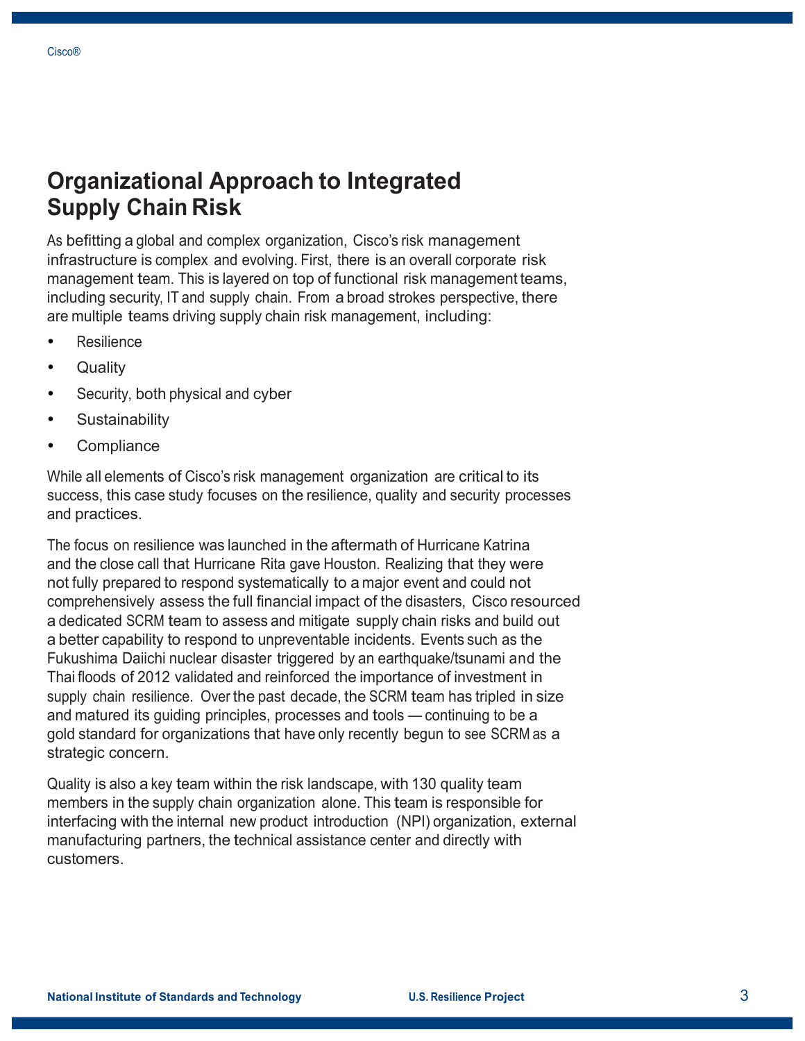## Organizational Approach to Integrated Supply Chain Risk

As befitting a global and complex organization, Cisco's risk management infrastructure is complex and evolving. First, there is an overall corporate risk management team. This is layered on top of functional risk management teams, including security, IT and supply chain. From a broad strokes perspective, there are multiple teams driving supply chain risk management, including:

- Resilience
- Quality
- Security, both physical and cyber
- Sustainability
- Compliance

While all elements of Cisco's risk management organization are critical to its success, this case study focuses on the resilience, quality and security processes and practices.

The focus on resilience was launched in the aftermath of Hurricane Katrina and the close call that Hurricane Rita gave Houston. Realizing that they were not fully prepared to respond systematically to a major event and could not comprehensively assess the full financial impact of the disasters, Cisco resourced a dedicated SCRM team to assess and mitigate supply chain risks and build out a better capability to respond to unpreventable incidents. Events such as the Fukushima Daiichi nuclear disaster triggered by an earthquake/tsunami and the Thai floods of 2012 validated and reinforced the importance of investment in supply chain resilience. Over the past decade, the SCRM team has tripled in size and matured its guiding principles, processes and tools — continuing to be a gold standard for organizations that have only recently begun to see SCRM as a strategic concern.

Quality is also a key team within the risk landscape, with 130 quality team members in the supply chain organization alone. This team is responsible for interfacing with the internal new product introduction (NPI) organization, external manufacturing partners, the technical assistance center and directly with customers.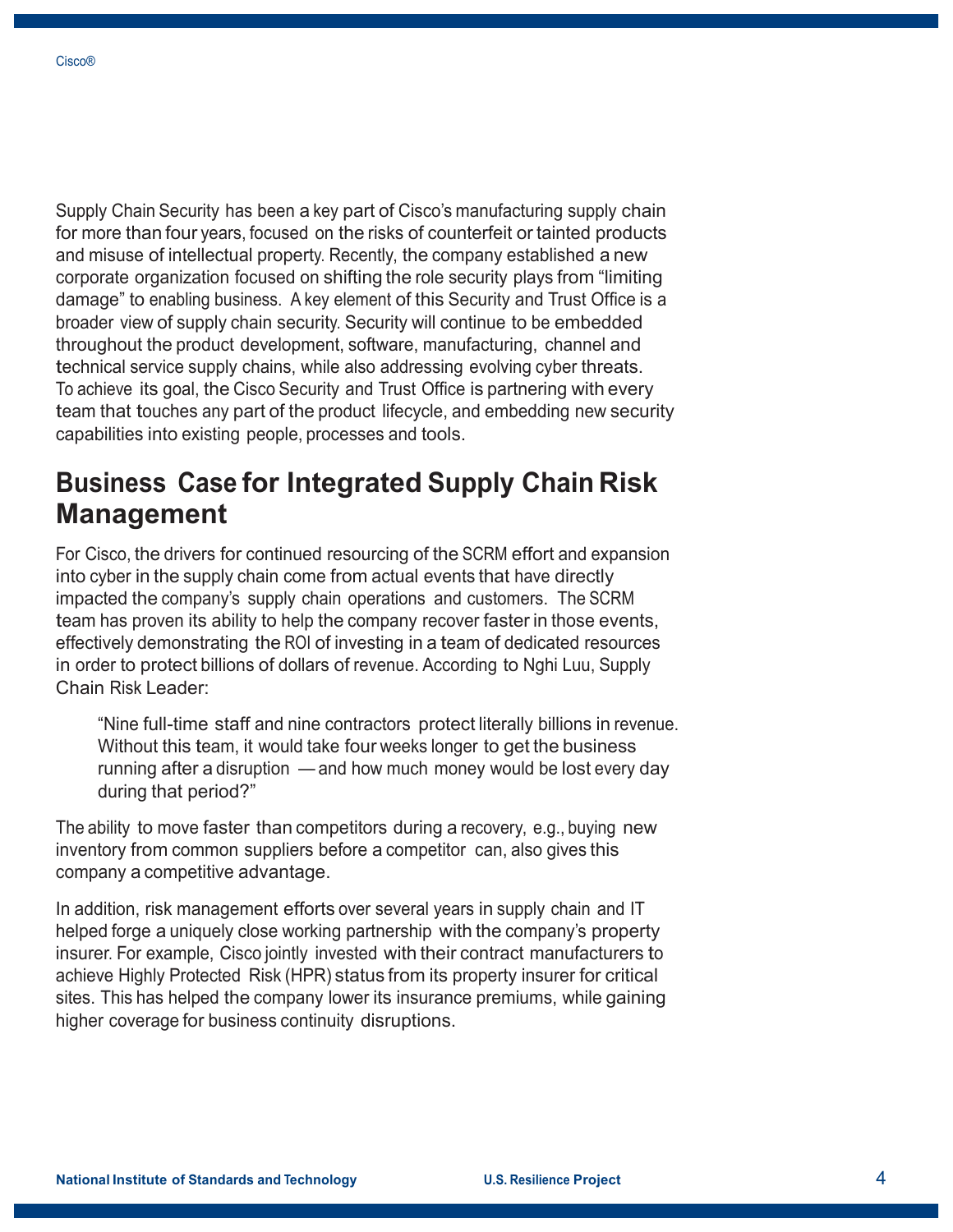Supply Chain Security has been a key part of Cisco's manufacturing supply chain for more than four years, focused on the risks of counterfeit or tainted products and misuse of intellectual property. Recently, the company established a new corporate organization focused on shifting the role security plays from "limiting damage" to enabling business. A key element of this Security and Trust Office is a broader view of supply chain security. Security will continue to be embedded throughout the product development, software, manufacturing, channel and technical service supply chains, while also addressing evolving cyber threats. To achieve its goal, the Cisco Security and Trust Office is partnering with every team that touches any part of the product lifecycle, and embedding new security capabilities into existing people, processes and tools.

## Business Case for Integrated Supply Chain Risk Management

For Cisco, the drivers for continued resourcing of the SCRM effort and expansion into cyber in the supply chain come from actual events that have directly impacted the company's supply chain operations and customers. The SCRM team has proven its ability to help the company recover faster in those events, effectively demonstrating the ROI of investing in a team of dedicated resources in order to protect billions of dollars of revenue. According to Nghi Luu, Supply Chain Risk Leader:

> "Nine full-time staff and nine contractors protect literally billions in revenue. Without this team, it would take four weeks longer to get the business running after a disruption — and how much money would be lost every day during that period?"

The ability to move faster than competitors during a recovery, e.g., buying new inventory from common suppliers before a competitor can, also gives this company a competitive advantage.

In addition, risk management efforts over several years in supply chain and IT helped forge a uniquely close working partnership with the company's property insurer. For example, Cisco jointly invested with their contract manufacturers to achieve Highly Protected Risk (HPR) status from its property insurer for critical sites. This has helped the company lower its insurance premiums, while gaining higher coverage for business continuity disruptions.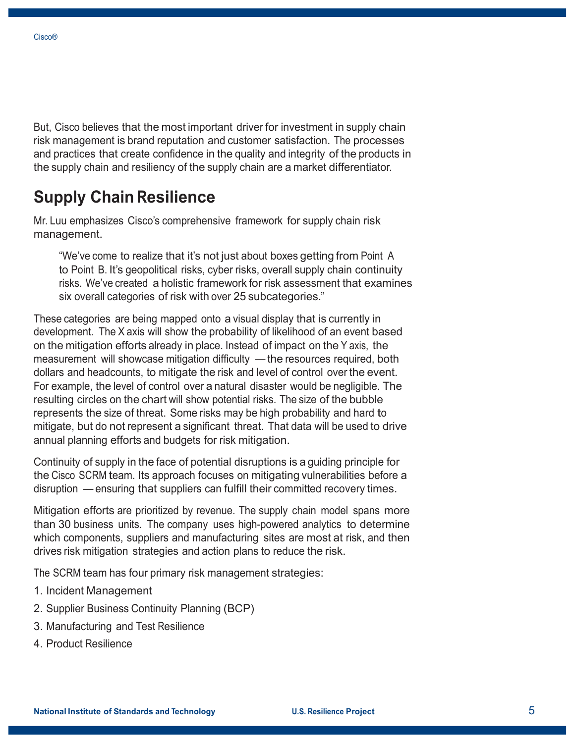But, Cisco believes that the most important driver for investment in supply chain risk management is brand reputation and customer satisfaction. The processes and practices that create confidence in the quality and integrity of the products in the supply chain and resiliency of the supply chain are a market differentiator.

## Supply Chain Resilience

Mr. Luu emphasizes Cisco's comprehensive framework for supply chain risk management.

> "We've come to realize that it's not just about boxes getting from Point A to Point B. It's geopolitical risks, cyber risks, overall supply chain continuity risks. We've created a holistic framework for risk assessment that examines six overall categories of risk with over 25 subcategories."

These categories are being mapped onto a visual display that is currently in development. The X axis will show the probability of likelihood of an event based on the mitigation efforts already in place. Instead of impact on the Y axis, the measurement will showcase mitigation difficulty — the resources required, both dollars and headcounts, to mitigate the risk and level of control over the event. For example, the level of control over a natural disaster would be negligible. The resulting circles on the chart will show potential risks. The size of the bubble represents the size of threat. Some risks may be high probability and hard to mitigate, but do not represent a significant threat. That data will be used to drive annual planning efforts and budgets for risk mitigation.

Continuity of supply in the face of potential disruptions is a guiding principle for the Cisco SCRM team. Its approach focuses on mitigating vulnerabilities before a disruption — ensuring that suppliers can fulfill their committed recovery times.

Mitigation efforts are prioritized by revenue. The supply chain model spans more than 30 business units. The company uses high-powered analytics to determine which components, suppliers and manufacturing sites are most at risk, and then drives risk mitigation strategies and action plans to reduce the risk.

The SCRM team has four primary risk management strategies:

1. Incident Management
2. Supplier Business Continuity Planning (BCP)
3. Manufacturing and Test Resilience
4. Product Resilience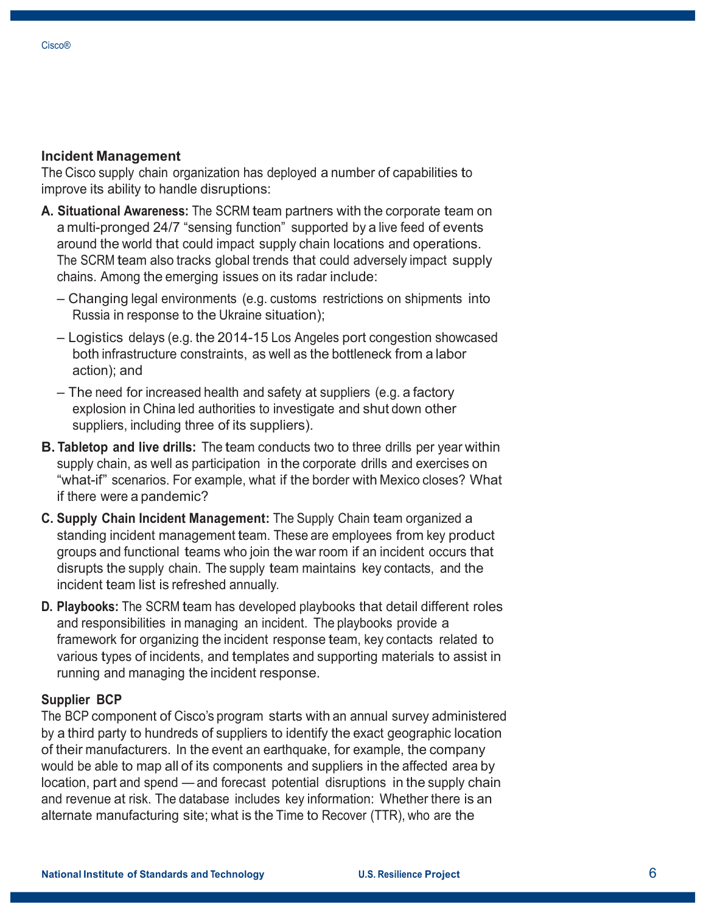## Incident Management

The Cisco supply chain organization has deployed a number of capabilities to improve its ability to handle disruptions:

**A. Situational Awareness:** The SCRM team partners with the corporate team on a multi-pronged 24/7 "sensing function" supported by a live feed of events around the world that could impact supply chain locations and operations. The SCRM team also tracks global trends that could adversely impact supply chains. Among the emerging issues on its radar include:

– Changing legal environments (e.g. customs restrictions on shipments into Russia in response to the Ukraine situation);

– Logistics delays (e.g. the 2014-15 Los Angeles port congestion showcased both infrastructure constraints, as well as the bottleneck from a labor action); and

– The need for increased health and safety at suppliers (e.g. a factory explosion in China led authorities to investigate and shut down other suppliers, including three of its suppliers).

**B. Tabletop and live drills:** The team conducts two to three drills per year within supply chain, as well as participation in the corporate drills and exercises on "what-if" scenarios. For example, what if the border with Mexico closes? What if there were a pandemic?

**C. Supply Chain Incident Management:** The Supply Chain team organized a standing incident management team. These are employees from key product groups and functional teams who join the war room if an incident occurs that disrupts the supply chain. The supply team maintains key contacts, and the incident team list is refreshed annually.

**D. Playbooks:** The SCRM team has developed playbooks that detail different roles and responsibilities in managing an incident. The playbooks provide a framework for organizing the incident response team, key contacts related to various types of incidents, and templates and supporting materials to assist in running and managing the incident response.

## Supplier BCP

The BCP component of Cisco's program starts with an annual survey administered by a third party to hundreds of suppliers to identify the exact geographic location of their manufacturers. In the event an earthquake, for example, the company would be able to map all of its components and suppliers in the affected area by location, part and spend — and forecast potential disruptions in the supply chain and revenue at risk. The database includes key information: Whether there is an alternate manufacturing site; what is the Time to Recover (TTR), who are the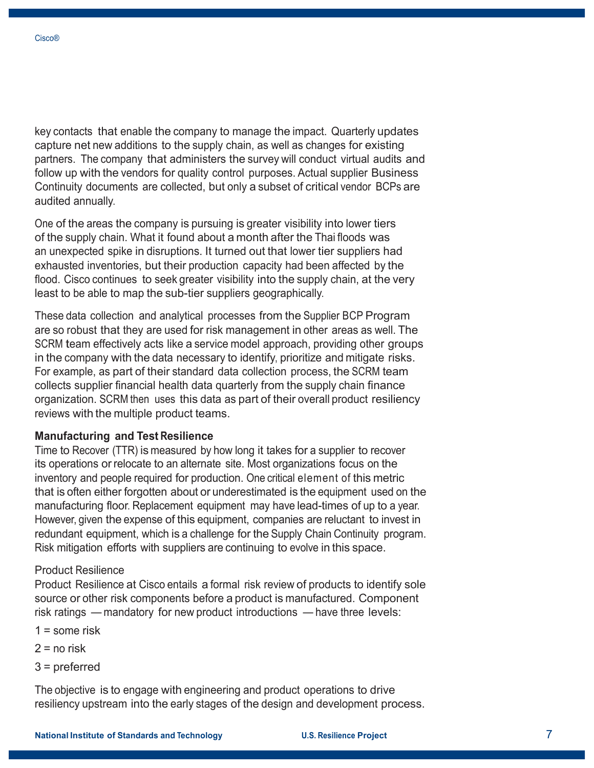key contacts that enable the company to manage the impact. Quarterly updates capture net new additions to the supply chain, as well as changes for existing partners. The company that administers the survey will conduct virtual audits and follow up with the vendors for quality control purposes. Actual supplier Business Continuity documents are collected, but only a subset of critical vendor BCPs are audited annually.

One of the areas the company is pursuing is greater visibility into lower tiers of the supply chain. What it found about a month after the Thai floods was an unexpected spike in disruptions. It turned out that lower tier suppliers had exhausted inventories, but their production capacity had been affected by the flood. Cisco continues to seek greater visibility into the supply chain, at the very least to be able to map the sub-tier suppliers geographically.

These data collection and analytical processes from the Supplier BCP Program are so robust that they are used for risk management in other areas as well. The SCRM team effectively acts like a service model approach, providing other groups in the company with the data necessary to identify, prioritize and mitigate risks. For example, as part of their standard data collection process, the SCRM team collects supplier financial health data quarterly from the supply chain finance organization. SCRM then uses this data as part of their overall product resiliency reviews with the multiple product teams.

**Manufacturing and Test Resilience**

Time to Recover (TTR) is measured by how long it takes for a supplier to recover its operations or relocate to an alternate site. Most organizations focus on the inventory and people required for production. One critical element of this metric that is often either forgotten about or underestimated is the equipment used on the manufacturing floor. Replacement equipment may have lead-times of up to a year. However, given the expense of this equipment, companies are reluctant to invest in redundant equipment, which is a challenge for the Supply Chain Continuity program. Risk mitigation efforts with suppliers are continuing to evolve in this space.

Product Resilience

Product Resilience at Cisco entails a formal risk review of products to identify sole source or other risk components before a product is manufactured. Component risk ratings — mandatory for new product introductions — have three levels:

1 = some risk

2 = no risk

3 = preferred

The objective is to engage with engineering and product operations to drive resiliency upstream into the early stages of the design and development process.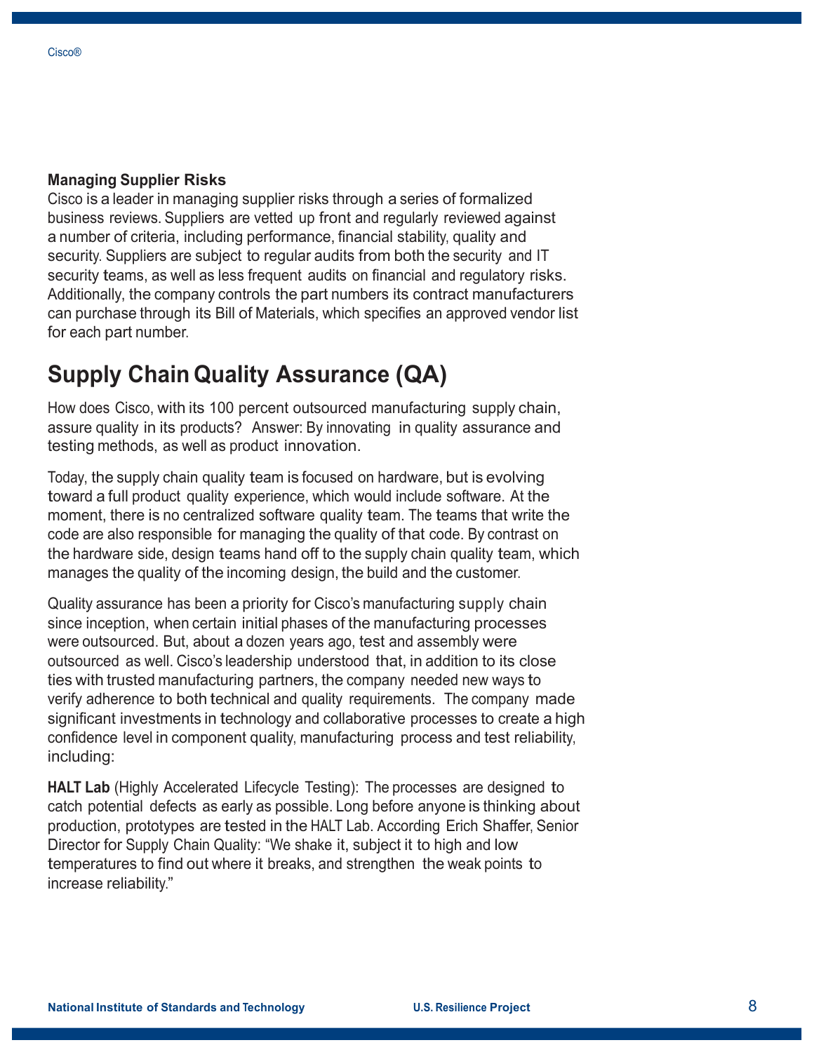### Managing Supplier Risks

Cisco is a leader in managing supplier risks through a series of formalized business reviews. Suppliers are vetted up front and regularly reviewed against a number of criteria, including performance, financial stability, quality and security. Suppliers are subject to regular audits from both the security and IT security teams, as well as less frequent audits on financial and regulatory risks. Additionally, the company controls the part numbers its contract manufacturers can purchase through its Bill of Materials, which specifies an approved vendor list for each part number.

## Supply Chain Quality Assurance (QA)

How does Cisco, with its 100 percent outsourced manufacturing supply chain, assure quality in its products? Answer: By innovating in quality assurance and testing methods, as well as product innovation.

Today, the supply chain quality team is focused on hardware, but is evolving toward a full product quality experience, which would include software. At the moment, there is no centralized software quality team. The teams that write the code are also responsible for managing the quality of that code. By contrast on the hardware side, design teams hand off to the supply chain quality team, which manages the quality of the incoming design, the build and the customer.

Quality assurance has been a priority for Cisco's manufacturing supply chain since inception, when certain initial phases of the manufacturing processes were outsourced. But, about a dozen years ago, test and assembly were outsourced as well. Cisco's leadership understood that, in addition to its close ties with trusted manufacturing partners, the company needed new ways to verify adherence to both technical and quality requirements. The company made significant investments in technology and collaborative processes to create a high confidence level in component quality, manufacturing process and test reliability, including:

**HALT Lab** (Highly Accelerated Lifecycle Testing): The processes are designed to catch potential defects as early as possible. Long before anyone is thinking about production, prototypes are tested in the HALT Lab. According Erich Shaffer, Senior Director for Supply Chain Quality: "We shake it, subject it to high and low temperatures to find out where it breaks, and strengthen the weak points to increase reliability."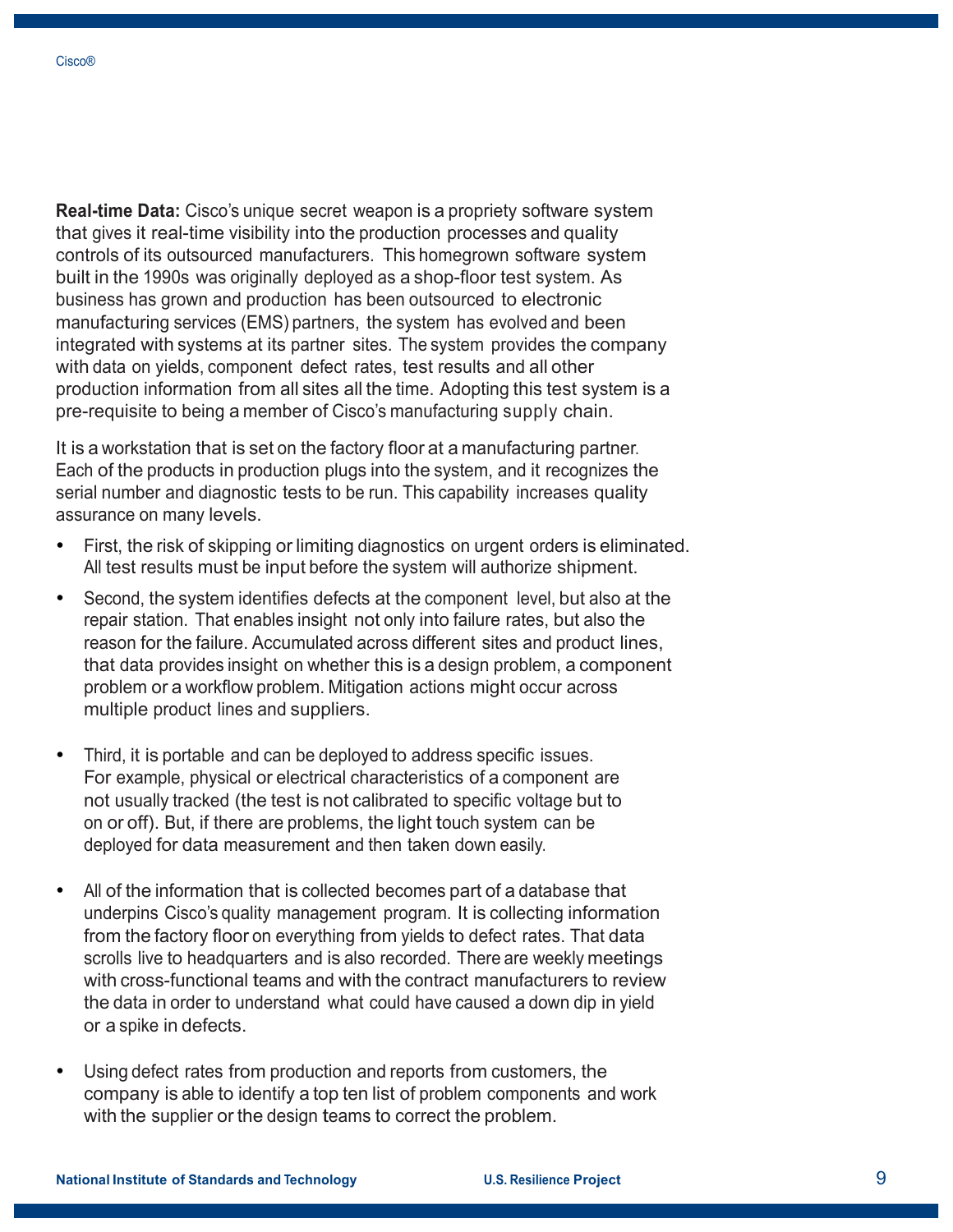**Real-time Data:** Cisco's unique secret weapon is a propriety software system that gives it real-time visibility into the production processes and quality controls of its outsourced manufacturers. This homegrown software system built in the 1990s was originally deployed as a shop-floor test system. As business has grown and production has been outsourced to electronic manufacturing services (EMS) partners, the system has evolved and been integrated with systems at its partner sites. The system provides the company with data on yields, component defect rates, test results and all other production information from all sites all the time. Adopting this test system is a pre-requisite to being a member of Cisco's manufacturing supply chain.

It is a workstation that is set on the factory floor at a manufacturing partner. Each of the products in production plugs into the system, and it recognizes the serial number and diagnostic tests to be run. This capability increases quality assurance on many levels.

- First, the risk of skipping or limiting diagnostics on urgent orders is eliminated. All test results must be input before the system will authorize shipment.
- Second, the system identifies defects at the component level, but also at the repair station. That enables insight not only into failure rates, but also the reason for the failure. Accumulated across different sites and product lines, that data provides insight on whether this is a design problem, a component problem or a workflow problem. Mitigation actions might occur across multiple product lines and suppliers.
- Third, it is portable and can be deployed to address specific issues. For example, physical or electrical characteristics of a component are not usually tracked (the test is not calibrated to specific voltage but to on or off). But, if there are problems, the light touch system can be deployed for data measurement and then taken down easily.
- All of the information that is collected becomes part of a database that underpins Cisco's quality management program. It is collecting information from the factory floor on everything from yields to defect rates. That data scrolls live to headquarters and is also recorded. There are weekly meetings with cross-functional teams and with the contract manufacturers to review the data in order to understand what could have caused a down dip in yield or a spike in defects.
- Using defect rates from production and reports from customers, the company is able to identify a top ten list of problem components and work with the supplier or the design teams to correct the problem.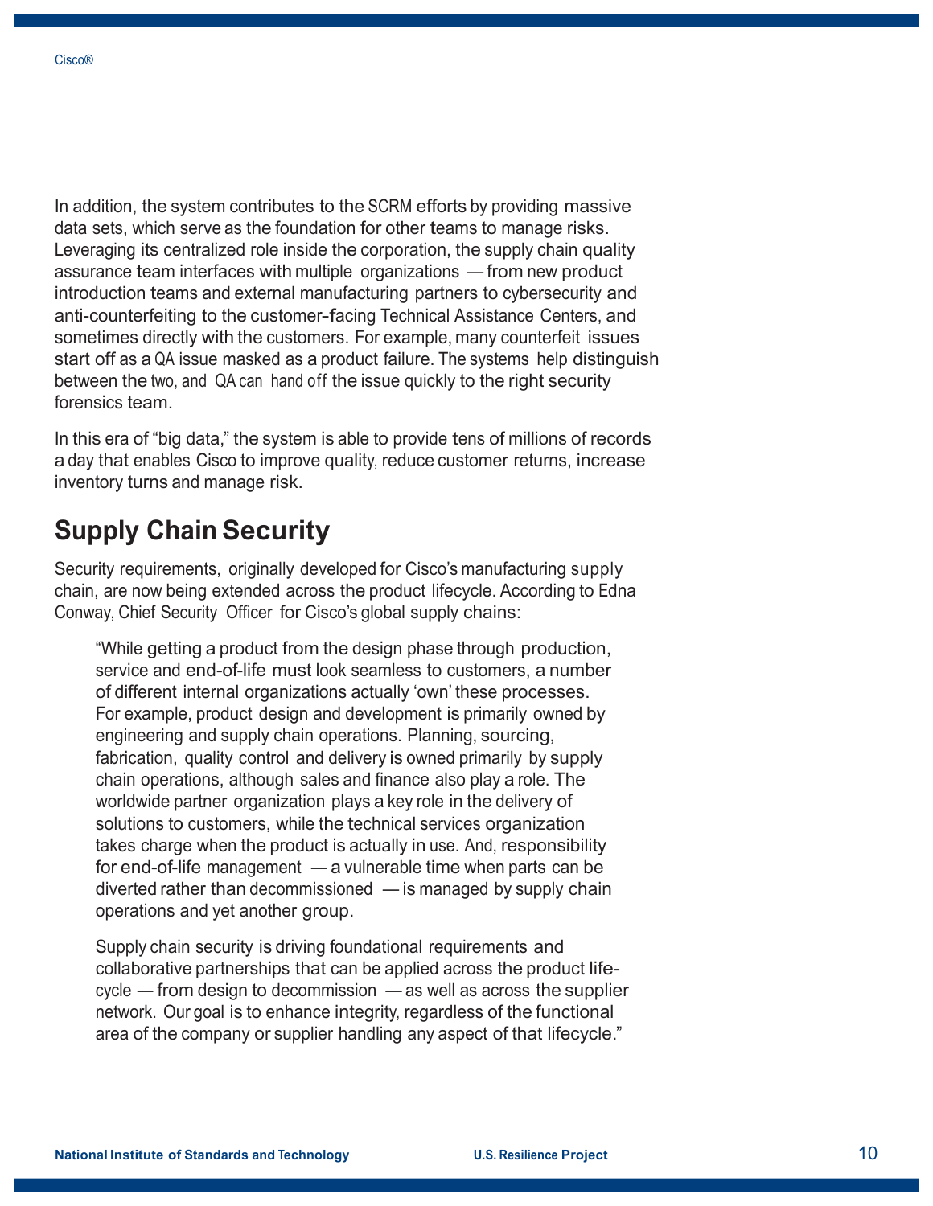In addition, the system contributes to the SCRM efforts by providing massive data sets, which serve as the foundation for other teams to manage risks. Leveraging its centralized role inside the corporation, the supply chain quality assurance team interfaces with multiple organizations — from new product introduction teams and external manufacturing partners to cybersecurity and anti-counterfeiting to the customer-facing Technical Assistance Centers, and sometimes directly with the customers. For example, many counterfeit issues start off as a QA issue masked as a product failure. The systems help distinguish between the two, and QA can hand off the issue quickly to the right security forensics team.

In this era of "big data," the system is able to provide tens of millions of records a day that enables Cisco to improve quality, reduce customer returns, increase inventory turns and manage risk.

## Supply Chain Security

Security requirements, originally developed for Cisco's manufacturing supply chain, are now being extended across the product lifecycle. According to Edna Conway, Chief Security Officer for Cisco's global supply chains:

> "While getting a product from the design phase through production, service and end-of-life must look seamless to customers, a number of different internal organizations actually 'own' these processes. For example, product design and development is primarily owned by engineering and supply chain operations. Planning, sourcing, fabrication, quality control and delivery is owned primarily by supply chain operations, although sales and finance also play a role. The worldwide partner organization plays a key role in the delivery of solutions to customers, while the technical services organization takes charge when the product is actually in use. And, responsibility for end-of-life management — a vulnerable time when parts can be diverted rather than decommissioned — is managed by supply chain operations and yet another group.
>
> Supply chain security is driving foundational requirements and collaborative partnerships that can be applied across the product life-cycle — from design to decommission — as well as across the supplier network. Our goal is to enhance integrity, regardless of the functional area of the company or supplier handling any aspect of that lifecycle."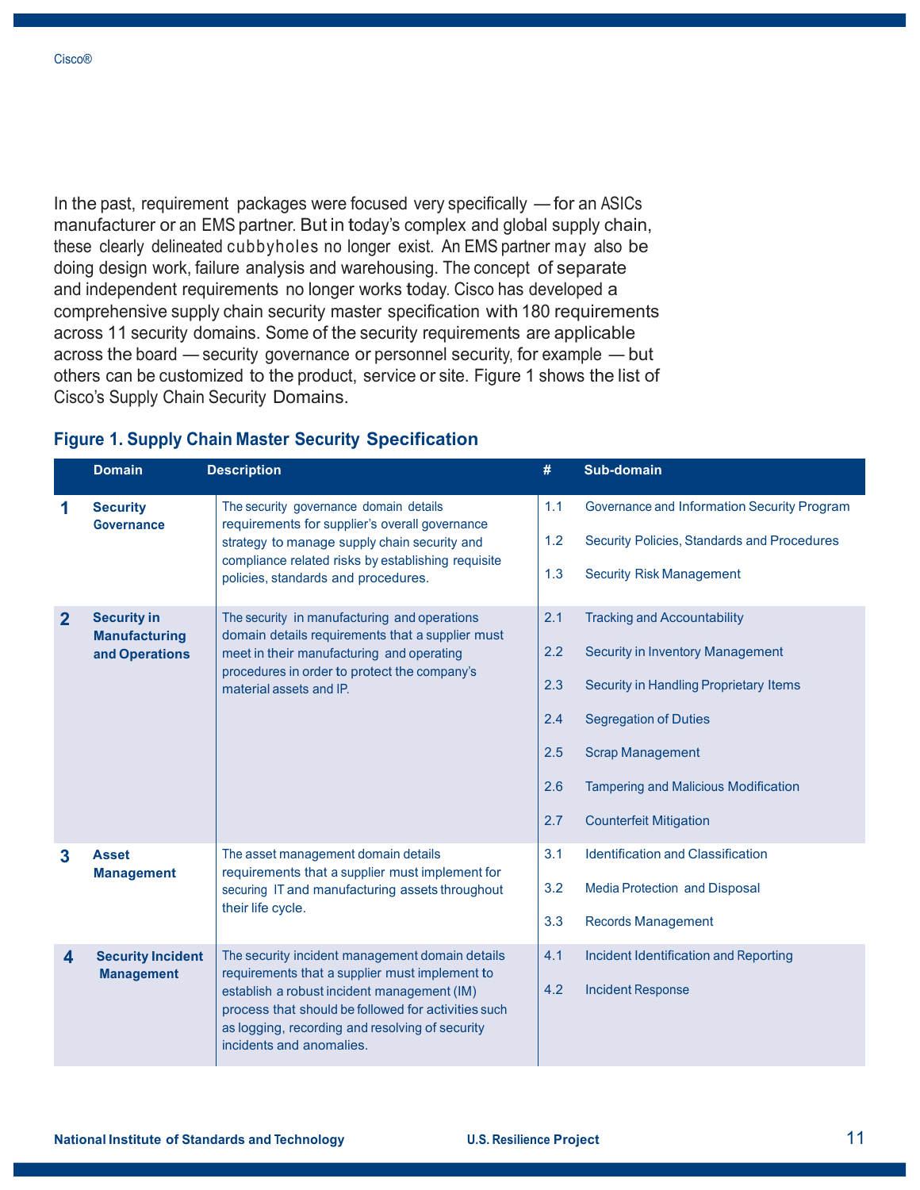In the past, requirement packages were focused very specifically — for an ASICs manufacturer or an EMS partner. But in today's complex and global supply chain, these clearly delineated cubbyholes no longer exist. An EMS partner may also be doing design work, failure analysis and warehousing. The concept of separate and independent requirements no longer works today. Cisco has developed a comprehensive supply chain security master specification with 180 requirements across 11 security domains. Some of the security requirements are applicable across the board — security governance or personnel security, for example — but others can be customized to the product, service or site. Figure 1 shows the list of Cisco's Supply Chain Security Domains.

### Figure 1. Supply Chain Master Security Specification

| | Domain | Description | # | Sub-domain |
|---|---|---|---|---|
| 1 | **Security Governance** | The security governance domain details requirements for supplier's overall governance strategy to manage supply chain security and compliance related risks by establishing requisite policies, standards and procedures. | 1.1 | Governance and Information Security Program |
| | | | 1.2 | Security Policies, Standards and Procedures |
| | | | 1.3 | Security Risk Management |
| 2 | **Security in Manufacturing and Operations** | The security in manufacturing and operations domain details requirements that a supplier must meet in their manufacturing and operating procedures in order to protect the company's material assets and IP. | 2.1 | Tracking and Accountability |
| | | | 2.2 | Security in Inventory Management |
| | | | 2.3 | Security in Handling Proprietary Items |
| | | | 2.4 | Segregation of Duties |
| | | | 2.5 | Scrap Management |
| | | | 2.6 | Tampering and Malicious Modification |
| | | | 2.7 | Counterfeit Mitigation |
| 3 | **Asset Management** | The asset management domain details requirements that a supplier must implement for securing IT and manufacturing assets throughout their life cycle. | 3.1 | Identification and Classification |
| | | | 3.2 | Media Protection and Disposal |
| | | | 3.3 | Records Management |
| 4 | **Security Incident Management** | The security incident management domain details requirements that a supplier must implement to establish a robust incident management (IM) process that should be followed for activities such as logging, recording and resolving of security incidents and anomalies. | 4.1 | Incident Identification and Reporting |
| | | | 4.2 | Incident Response |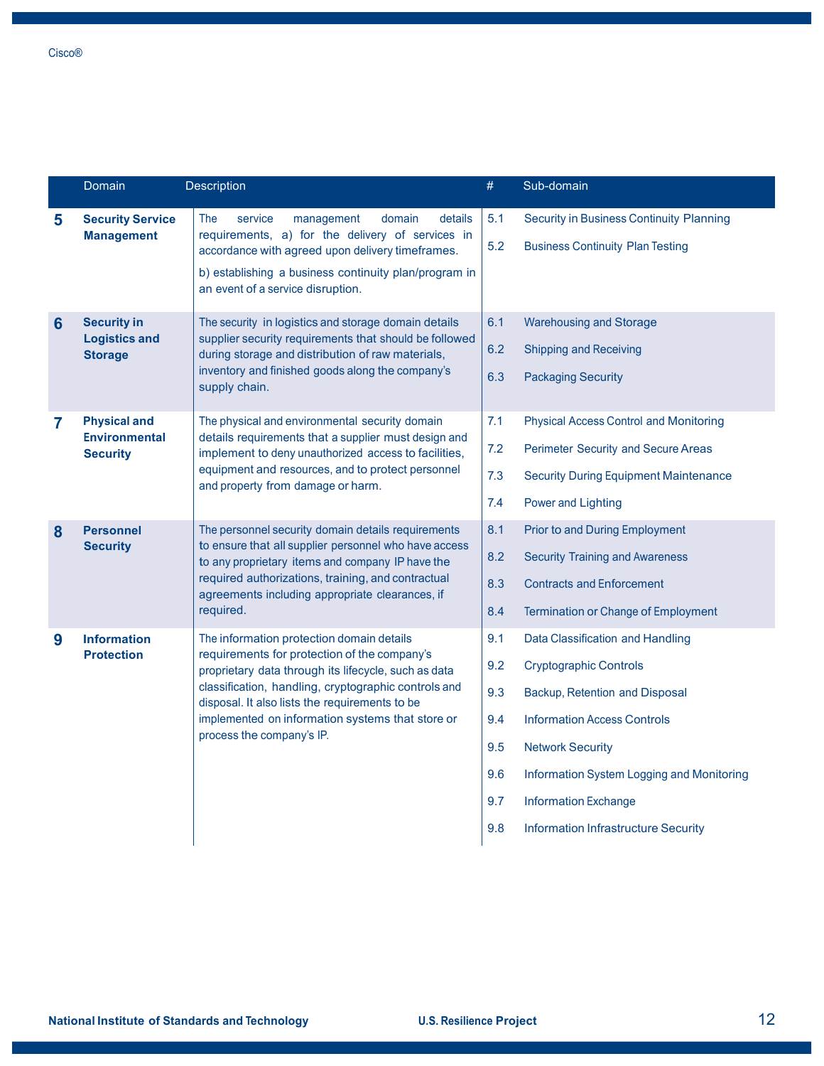| | Domain | Description | # | Sub-domain |
|---|---|---|---|---|
| 5 | **Security Service Management** | The service management domain details requirements, a) for the delivery of services in accordance with agreed upon delivery timeframes. b) establishing a business continuity plan/program in an event of a service disruption. | 5.1 | Security in Business Continuity Planning |
| | | | 5.2 | Business Continuity Plan Testing |
| 6 | **Security in Logistics and Storage** | The security in logistics and storage domain details supplier security requirements that should be followed during storage and distribution of raw materials, inventory and finished goods along the company's supply chain. | 6.1 | Warehousing and Storage |
| | | | 6.2 | Shipping and Receiving |
| | | | 6.3 | Packaging Security |
| 7 | **Physical and Environmental Security** | The physical and environmental security domain details requirements that a supplier must design and implement to deny unauthorized access to facilities, equipment and resources, and to protect personnel and property from damage or harm. | 7.1 | Physical Access Control and Monitoring |
| | | | 7.2 | Perimeter Security and Secure Areas |
| | | | 7.3 | Security During Equipment Maintenance |
| | | | 7.4 | Power and Lighting |
| 8 | **Personnel Security** | The personnel security domain details requirements to ensure that all supplier personnel who have access to any proprietary items and company IP have the required authorizations, training, and contractual agreements including appropriate clearances, if required. | 8.1 | Prior to and During Employment |
| | | | 8.2 | Security Training and Awareness |
| | | | 8.3 | Contracts and Enforcement |
| | | | 8.4 | Termination or Change of Employment |
| 9 | **Information Protection** | The information protection domain details requirements for protection of the company's proprietary data through its lifecycle, such as data classification, handling, cryptographic controls and disposal. It also lists the requirements to be implemented on information systems that store or process the company's IP. | 9.1 | Data Classification and Handling |
| | | | 9.2 | Cryptographic Controls |
| | | | 9.3 | Backup, Retention and Disposal |
| | | | 9.4 | Information Access Controls |
| | | | 9.5 | Network Security |
| | | | 9.6 | Information System Logging and Monitoring |
| | | | 9.7 | Information Exchange |
| | | | 9.8 | Information Infrastructure Security |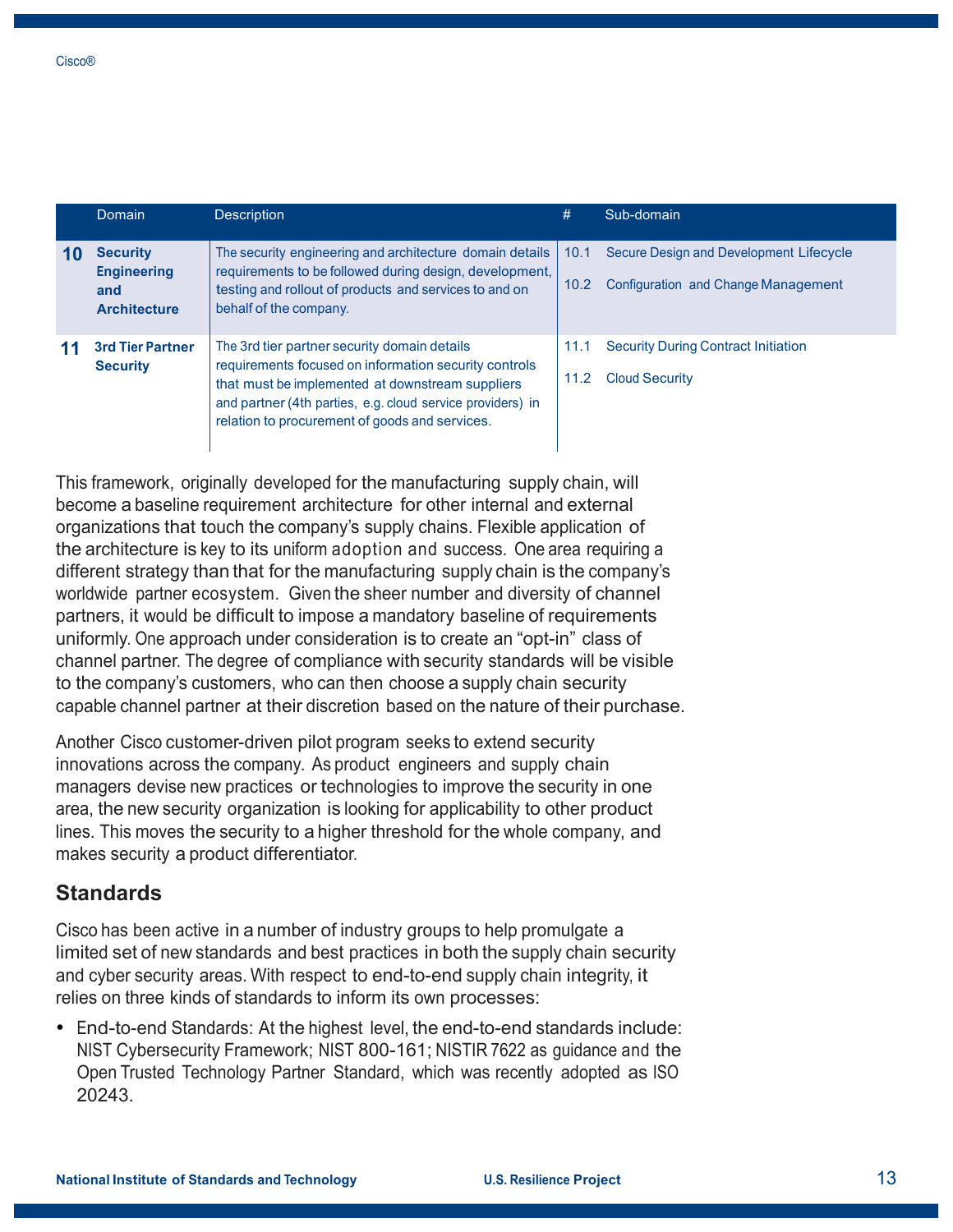| | Domain | Description | # | Sub-domain |
|---|---|---|---|---|
| 10 | **Security Engineering and Architecture** | The security engineering and architecture domain details requirements to be followed during design, development, testing and rollout of products and services to and on behalf of the company. | 10.1 | Secure Design and Development Lifecycle |
| | | | 10.2 | Configuration and Change Management |
| 11 | **3rd Tier Partner Security** | The 3rd tier partner security domain details requirements focused on information security controls that must be implemented at downstream suppliers and partner (4th parties, e.g. cloud service providers) in relation to procurement of goods and services. | 11.1 | Security During Contract Initiation |
| | | | 11.2 | Cloud Security |

This framework, originally developed for the manufacturing supply chain, will become a baseline requirement architecture for other internal and external organizations that touch the company's supply chains. Flexible application of the architecture is key to its uniform adoption and success. One area requiring a different strategy than that for the manufacturing supply chain is the company's worldwide partner ecosystem. Given the sheer number and diversity of channel partners, it would be difficult to impose a mandatory baseline of requirements uniformly. One approach under consideration is to create an "opt-in" class of channel partner. The degree of compliance with security standards will be visible to the company's customers, who can then choose a supply chain security capable channel partner at their discretion based on the nature of their purchase.

Another Cisco customer-driven pilot program seeks to extend security innovations across the company. As product engineers and supply chain managers devise new practices or technologies to improve the security in one area, the new security organization is looking for applicability to other product lines. This moves the security to a higher threshold for the whole company, and makes security a product differentiator.

## Standards

Cisco has been active in a number of industry groups to help promulgate a limited set of new standards and best practices in both the supply chain security and cyber security areas. With respect to end-to-end supply chain integrity, it relies on three kinds of standards to inform its own processes:

- End-to-end Standards: At the highest level, the end-to-end standards include: NIST Cybersecurity Framework; NIST 800-161; NISTIR 7622 as guidance and the Open Trusted Technology Partner Standard, which was recently adopted as ISO 20243.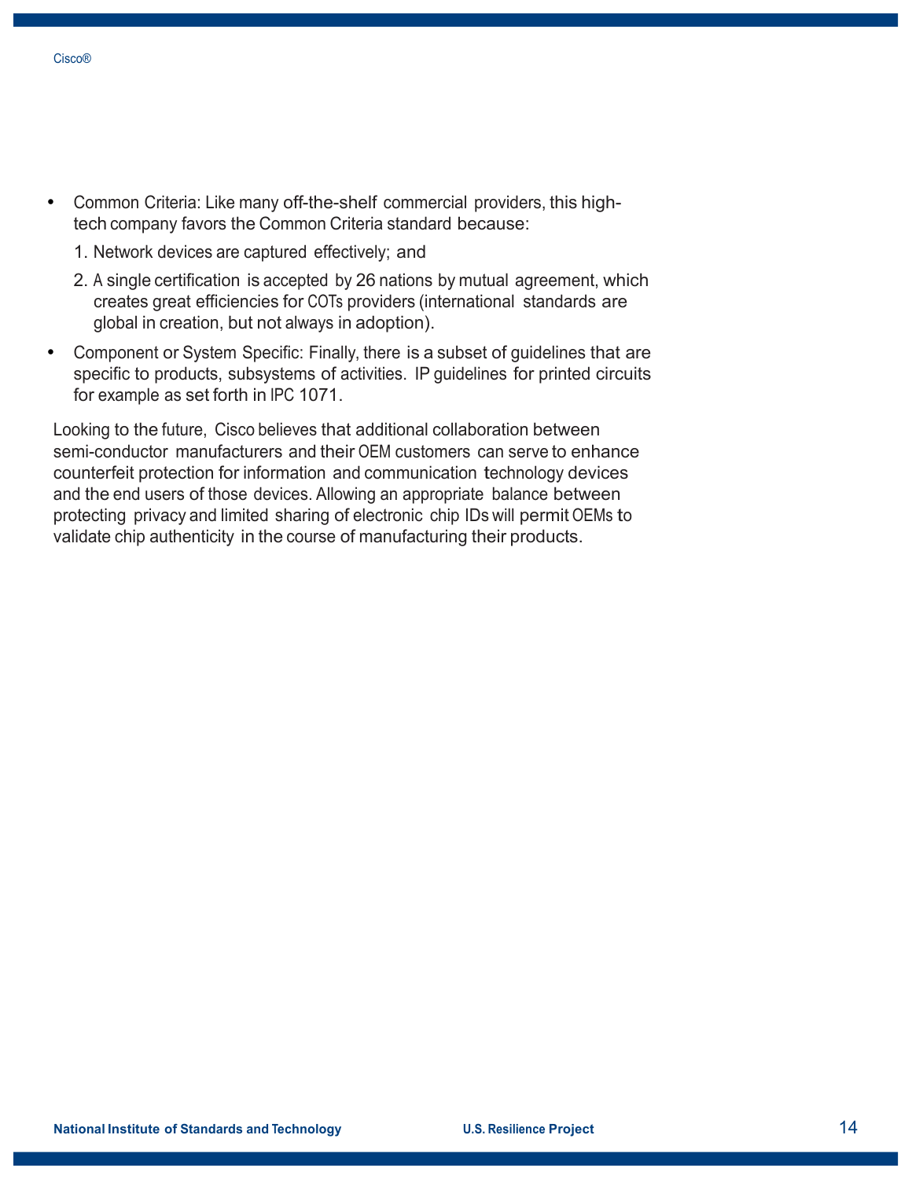- Common Criteria: Like many off-the-shelf commercial providers, this high-tech company favors the Common Criteria standard because:
  1. Network devices are captured effectively; and
  2. A single certification is accepted by 26 nations by mutual agreement, which creates great efficiencies for COTs providers (international standards are global in creation, but not always in adoption).
- Component or System Specific: Finally, there is a subset of guidelines that are specific to products, subsystems of activities. IP guidelines for printed circuits for example as set forth in IPC 1071.

Looking to the future, Cisco believes that additional collaboration between semi-conductor manufacturers and their OEM customers can serve to enhance counterfeit protection for information and communication technology devices and the end users of those devices. Allowing an appropriate balance between protecting privacy and limited sharing of electronic chip IDs will permit OEMs to validate chip authenticity in the course of manufacturing their products.